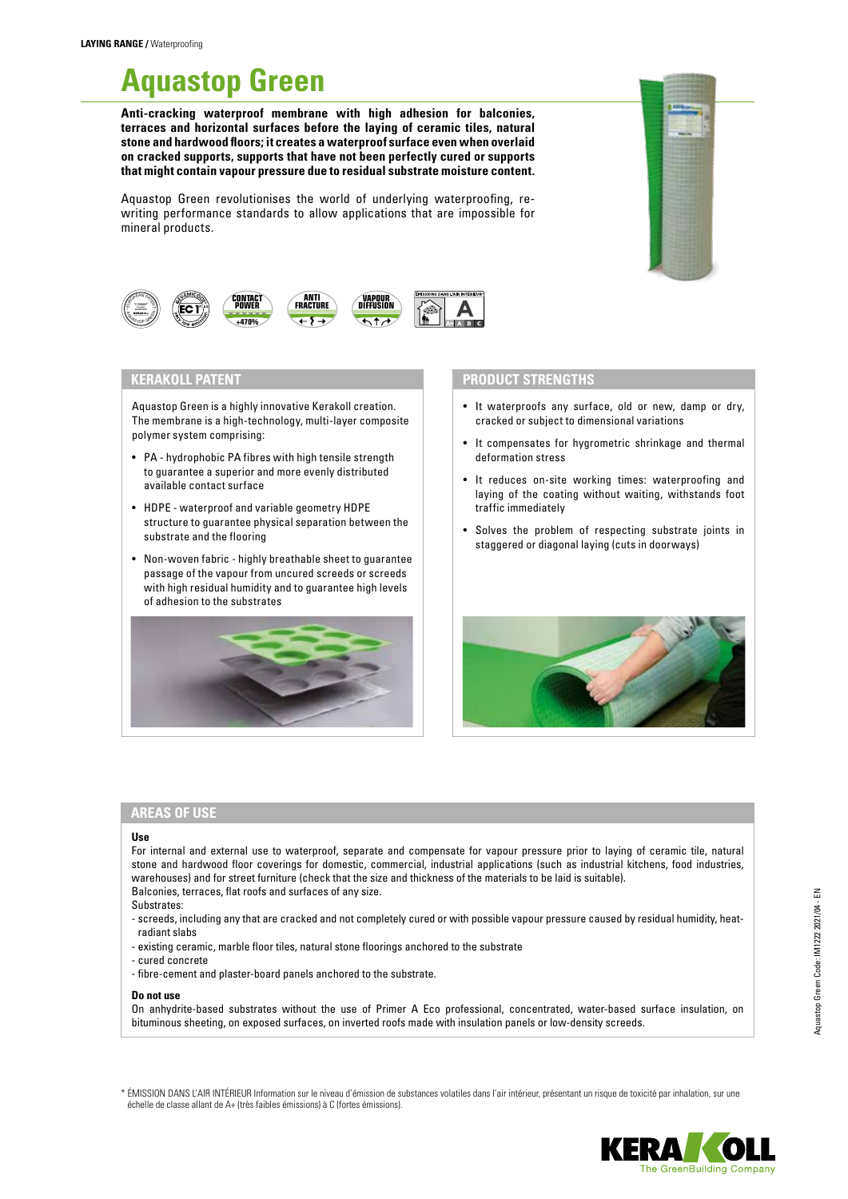**LAYING RANGE /** Waterproofing

# Aquastop Green

**Anti-cracking waterproof membrane with high adhesion for balconies, terraces and horizontal surfaces before the laying of ceramic tiles, natural stone and hardwood floors; it creates a waterproof surface even when overlaid on cracked supports, supports that have not been perfectly cured or supports that might contain vapour pressure due to residual substrate moisture content.**

Aquastop Green revolutionises the world of underlying waterproofing, re-writing performance standards to allow applications that are impossible for mineral products.

## KERAKOLL PATENT

Aquastop Green is a highly innovative Kerakoll creation. The membrane is a high-technology, multi-layer composite polymer system comprising:

- PA - hydrophobic PA fibres with high tensile strength to guarantee a superior and more evenly distributed available contact surface
- HDPE - waterproof and variable geometry HDPE structure to guarantee physical separation between the substrate and the flooring
- Non-woven fabric - highly breathable sheet to guarantee passage of the vapour from uncured screeds or screeds with high residual humidity and to guarantee high levels of adhesion to the substrates

## PRODUCT STRENGTHS

- It waterproofs any surface, old or new, damp or dry, cracked or subject to dimensional variations
- It compensates for hygrometric shrinkage and thermal deformation stress
- It reduces on-site working times: waterproofing and laying of the coating without waiting, withstands foot traffic immediately
- Solves the problem of respecting substrate joints in staggered or diagonal laying (cuts in doorways)

## AREAS OF USE

**Use**

For internal and external use to waterproof, separate and compensate for vapour pressure prior to laying of ceramic tile, natural stone and hardwood floor coverings for domestic, commercial, industrial applications (such as industrial kitchens, food industries, warehouses) and for street furniture (check that the size and thickness of the materials to be laid is suitable).

Balconies, terraces, flat roofs and surfaces of any size.

Substrates:

- screeds, including any that are cracked and not completely cured or with possible vapour pressure caused by residual humidity, heat-radiant slabs
- existing ceramic, marble floor tiles, natural stone floorings anchored to the substrate
- cured concrete
- fibre-cement and plaster-board panels anchored to the substrate.

**Do not use**

On anhydrite-based substrates without the use of Primer A Eco professional, concentrated, water-based surface insulation, on bituminous sheeting, on exposed surfaces, on inverted roofs made with insulation panels or low-density screeds.

\* ÉMISSION DANS L'AIR INTÉRIEUR Information sur le niveau d'émission de substances volatiles dans l'air intérieur, présentant un risque de toxicité par inhalation, sur une échelle de classe allant de A+ (très faibles émissions) à C (fortes émissions).

Aquastop Green Code: IM1222 2021/04 - EN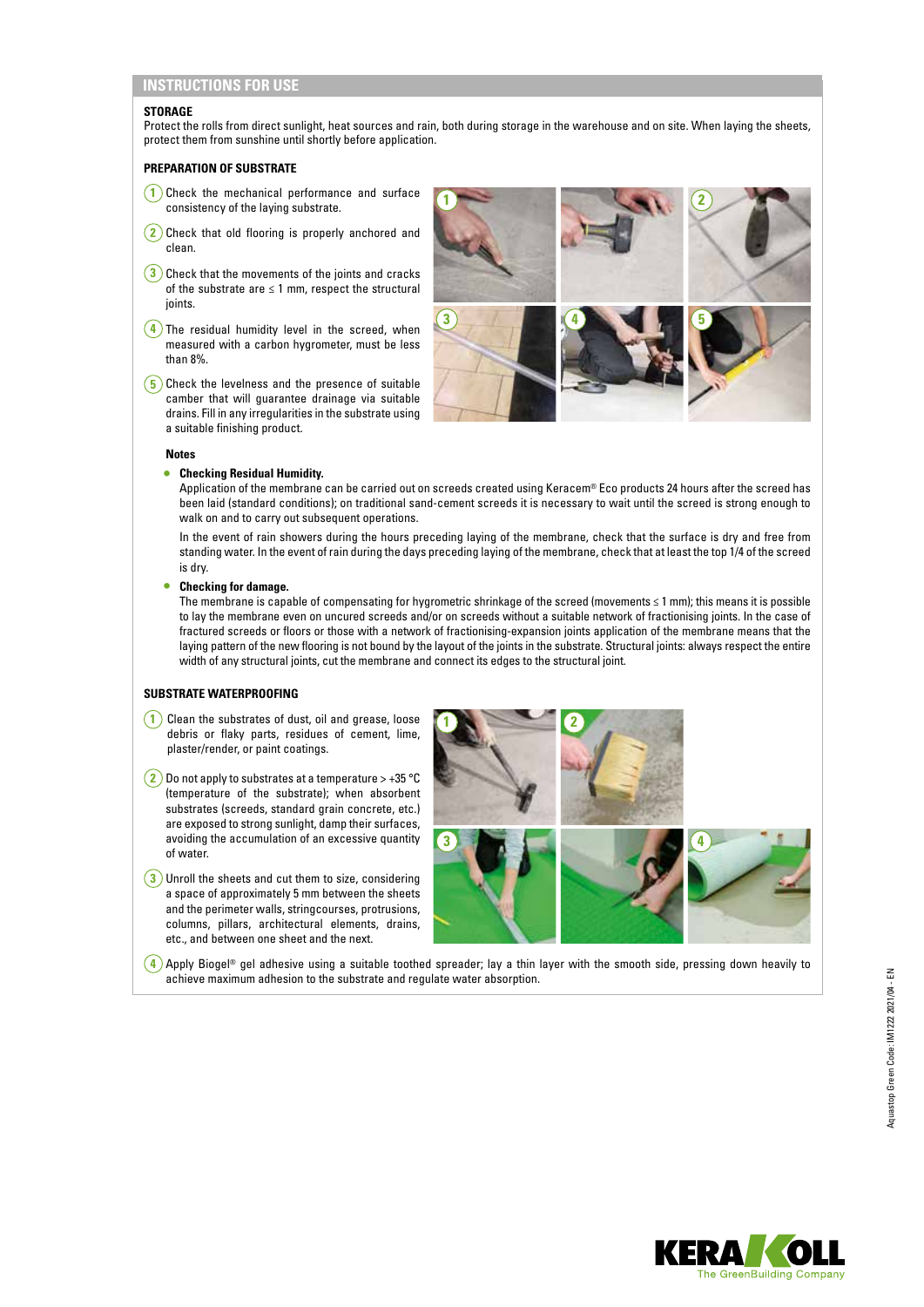## INSTRUCTIONS FOR USE

### STORAGE

Protect the rolls from direct sunlight, heat sources and rain, both during storage in the warehouse and on site. When laying the sheets, protect them from sunshine until shortly before application.

### PREPARATION OF SUBSTRATE

1. Check the mechanical performance and surface consistency of the laying substrate.
2. Check that old flooring is properly anchored and clean.
3. Check that the movements of the joints and cracks of the substrate are ≤ 1 mm, respect the structural joints.
4. The residual humidity level in the screed, when measured with a carbon hygrometer, must be less than 8%.
5. Check the levelness and the presence of suitable camber that will guarantee drainage via suitable drains. Fill in any irregularities in the substrate using a suitable finishing product.

**Notes**

- **Checking Residual Humidity.**
  Application of the membrane can be carried out on screeds created using Keracem® Eco products 24 hours after the screed has been laid (standard conditions); on traditional sand-cement screeds it is necessary to wait until the screed is strong enough to walk on and to carry out subsequent operations.

  In the event of rain showers during the hours preceding laying of the membrane, check that the surface is dry and free from standing water. In the event of rain during the days preceding laying of the membrane, check that at least the top 1/4 of the screed is dry.

- **Checking for damage.**
  The membrane is capable of compensating for hygrometric shrinkage of the screed (movements ≤ 1 mm); this means it is possible to lay the membrane even on uncured screeds and/or on screeds without a suitable network of fractionising joints. In the case of fractured screeds or floors or those with a network of fractionising-expansion joints application of the membrane means that the laying pattern of the new flooring is not bound by the layout of the joints in the substrate. Structural joints: always respect the entire width of any structural joints, cut the membrane and connect its edges to the structural joint.

### SUBSTRATE WATERPROOFING

1. Clean the substrates of dust, oil and grease, loose debris or flaky parts, residues of cement, lime, plaster/render, or paint coatings.
2. Do not apply to substrates at a temperature > +35 °C (temperature of the substrate); when absorbent substrates (screeds, standard grain concrete, etc.) are exposed to strong sunlight, damp their surfaces, avoiding the accumulation of an excessive quantity of water.
3. Unroll the sheets and cut them to size, considering a space of approximately 5 mm between the sheets and the perimeter walls, stringcourses, protrusions, columns, pillars, architectural elements, drains, etc., and between one sheet and the next.
4. Apply Biogel® gel adhesive using a suitable toothed spreader; lay a thin layer with the smooth side, pressing down heavily to achieve maximum adhesion to the substrate and regulate water absorption.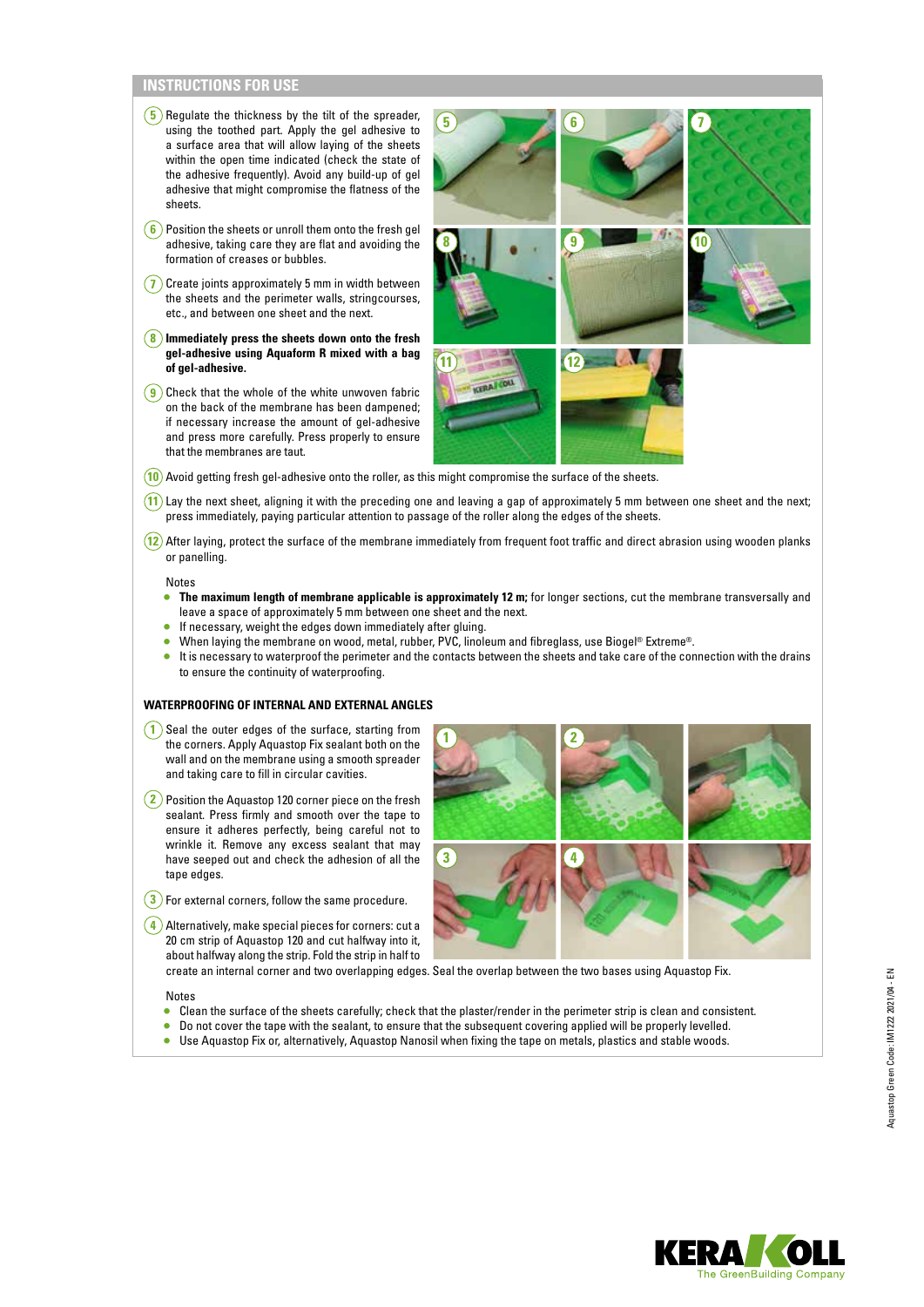## INSTRUCTIONS FOR USE

5) Regulate the thickness by the tilt of the spreader, using the toothed part. Apply the gel adhesive to a surface area that will allow laying of the sheets within the open time indicated (check the state of the adhesive frequently). Avoid any build-up of gel adhesive that might compromise the flatness of the sheets.

6) Position the sheets or unroll them onto the fresh gel adhesive, taking care they are flat and avoiding the formation of creases or bubbles.

7) Create joints approximately 5 mm in width between the sheets and the perimeter walls, stringcourses, etc., and between one sheet and the next.

8) **Immediately press the sheets down onto the fresh gel-adhesive using Aquaform R mixed with a bag of gel-adhesive.**

9) Check that the whole of the white unwoven fabric on the back of the membrane has been dampened; if necessary increase the amount of gel-adhesive and press more carefully. Press properly to ensure that the membranes are taut.

10) Avoid getting fresh gel-adhesive onto the roller, as this might compromise the surface of the sheets.

11) Lay the next sheet, aligning it with the preceding one and leaving a gap of approximately 5 mm between one sheet and the next; press immediately, paying particular attention to passage of the roller along the edges of the sheets.

12) After laying, protect the surface of the membrane immediately from frequent foot traffic and direct abrasion using wooden planks or panelling.

Notes

- **The maximum length of membrane applicable is approximately 12 m;** for longer sections, cut the membrane transversally and leave a space of approximately 5 mm between one sheet and the next.
- If necessary, weight the edges down immediately after gluing.
- When laying the membrane on wood, metal, rubber, PVC, linoleum and fibreglass, use Biogel® Extreme®.
- It is necessary to waterproof the perimeter and the contacts between the sheets and take care of the connection with the drains to ensure the continuity of waterproofing.

### WATERPROOFING OF INTERNAL AND EXTERNAL ANGLES

1) Seal the outer edges of the surface, starting from the corners. Apply Aquastop Fix sealant both on the wall and on the membrane using a smooth spreader and taking care to fill in circular cavities.

2) Position the Aquastop 120 corner piece on the fresh sealant. Press firmly and smooth over the tape to ensure it adheres perfectly, being careful not to wrinkle it. Remove any excess sealant that may have seeped out and check the adhesion of all the tape edges.

3) For external corners, follow the same procedure.

4) Alternatively, make special pieces for corners: cut a 20 cm strip of Aquastop 120 and cut halfway into it, about halfway along the strip. Fold the strip in half to create an internal corner and two overlapping edges. Seal the overlap between the two bases using Aquastop Fix.

Notes

- Clean the surface of the sheets carefully; check that the plaster/render in the perimeter strip is clean and consistent.
- Do not cover the tape with the sealant, to ensure that the subsequent covering applied will be properly levelled.
- Use Aquastop Fix or, alternatively, Aquastop Nanosil when fixing the tape on metals, plastics and stable woods.

Aquastop Green Code: IM1222 2021/04 - EN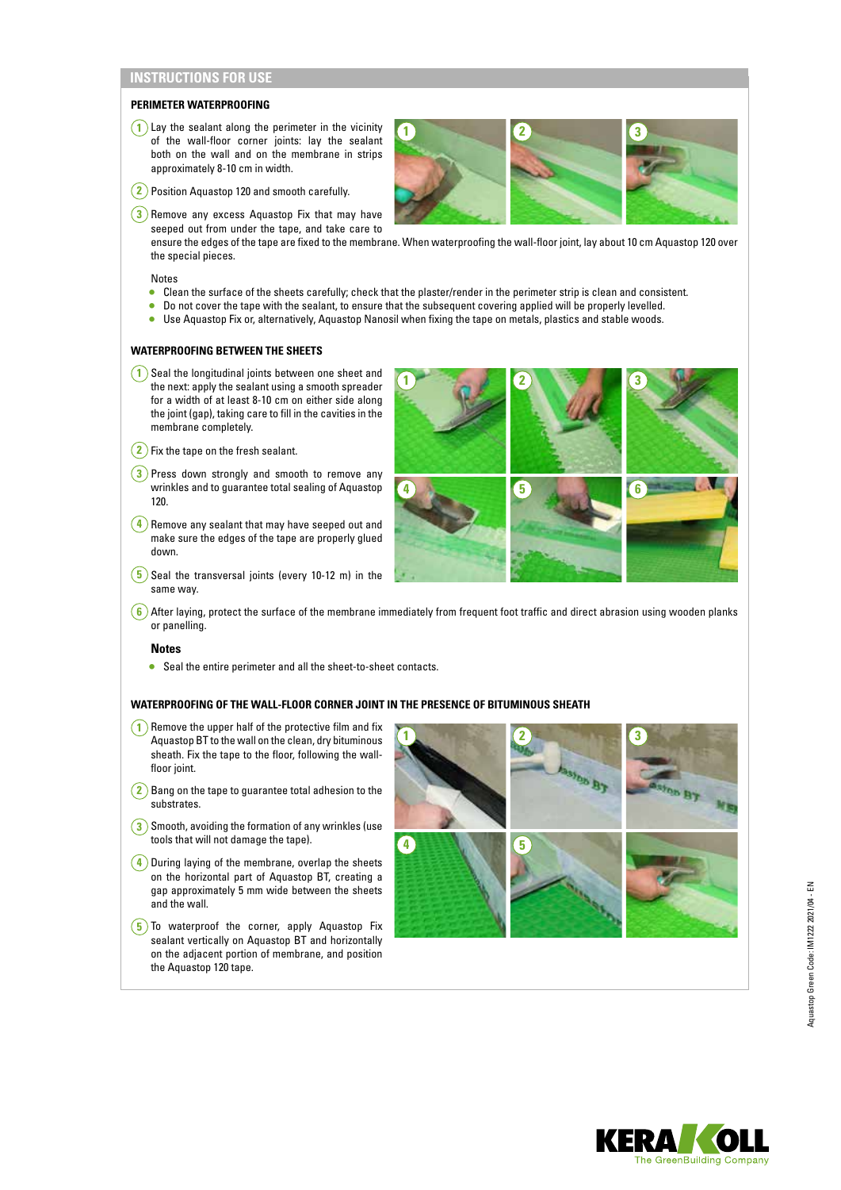## INSTRUCTIONS FOR USE

### PERIMETER WATERPROOFING

1. Lay the sealant along the perimeter in the vicinity of the wall-floor corner joints: lay the sealant both on the wall and on the membrane in strips approximately 8-10 cm in width.
2. Position Aquastop 120 and smooth carefully.
3. Remove any excess Aquastop Fix that may have seeped out from under the tape, and take care to ensure the edges of the tape are fixed to the membrane. When waterproofing the wall-floor joint, lay about 10 cm Aquastop 120 over the special pieces.

Notes

- Clean the surface of the sheets carefully; check that the plaster/render in the perimeter strip is clean and consistent.
- Do not cover the tape with the sealant, to ensure that the subsequent covering applied will be properly levelled.
- Use Aquastop Fix or, alternatively, Aquastop Nanosil when fixing the tape on metals, plastics and stable woods.

### WATERPROOFING BETWEEN THE SHEETS

1. Seal the longitudinal joints between one sheet and the next: apply the sealant using a smooth spreader for a width of at least 8-10 cm on either side along the joint (gap), taking care to fill in the cavities in the membrane completely.
2. Fix the tape on the fresh sealant.
3. Press down strongly and smooth to remove any wrinkles and to guarantee total sealing of Aquastop 120.
4. Remove any sealant that may have seeped out and make sure the edges of the tape are properly glued down.
5. Seal the transversal joints (every 10-12 m) in the same way.
6. After laying, protect the surface of the membrane immediately from frequent foot traffic and direct abrasion using wooden planks or panelling.

**Notes**

- Seal the entire perimeter and all the sheet-to-sheet contacts.

### WATERPROOFING OF THE WALL-FLOOR CORNER JOINT IN THE PRESENCE OF BITUMINOUS SHEATH

1. Remove the upper half of the protective film and fix Aquastop BT to the wall on the clean, dry bituminous sheath. Fix the tape to the floor, following the wall-floor joint.
2. Bang on the tape to guarantee total adhesion to the substrates.
3. Smooth, avoiding the formation of any wrinkles (use tools that will not damage the tape).
4. During laying of the membrane, overlap the sheets on the horizontal part of Aquastop BT, creating a gap approximately 5 mm wide between the sheets and the wall.
5. To waterproof the corner, apply Aquastop Fix sealant vertically on Aquastop BT and horizontally on the adjacent portion of membrane, and position the Aquastop 120 tape.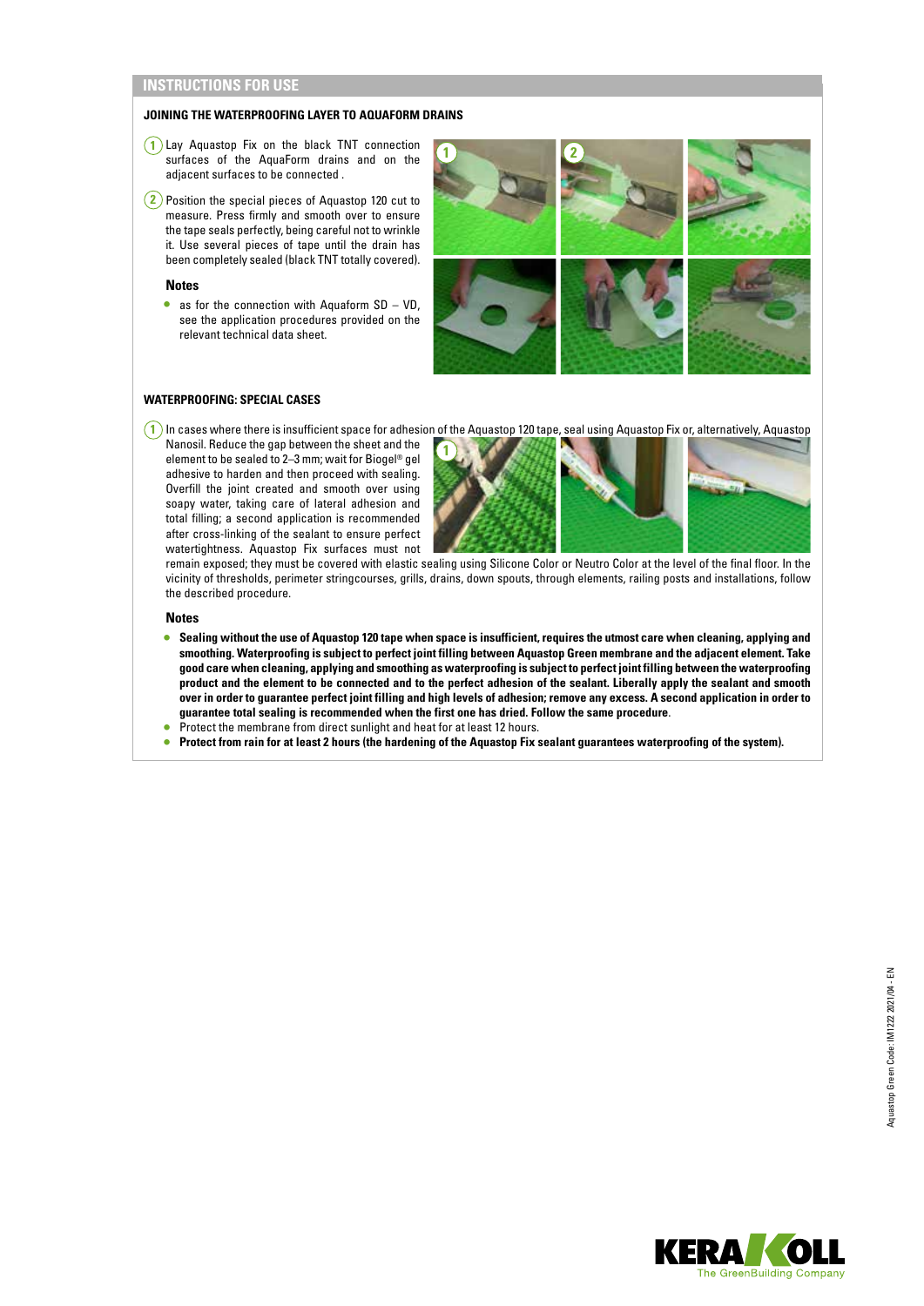## INSTRUCTIONS FOR USE

### JOINING THE WATERPROOFING LAYER TO AQUAFORM DRAINS

1. Lay Aquastop Fix on the black TNT connection surfaces of the AquaForm drains and on the adjacent surfaces to be connected .
2. Position the special pieces of Aquastop 120 cut to measure. Press firmly and smooth over to ensure the tape seals perfectly, being careful not to wrinkle it. Use several pieces of tape until the drain has been completely sealed (black TNT totally covered).

**Notes**

- as for the connection with Aquaform SD – VD, see the application procedures provided on the relevant technical data sheet.

### WATERPROOFING: SPECIAL CASES

1. In cases where there is insufficient space for adhesion of the Aquastop 120 tape, seal using Aquastop Fix or, alternatively, Aquastop Nanosil. Reduce the gap between the sheet and the element to be sealed to 2–3 mm; wait for Biogel® gel adhesive to harden and then proceed with sealing. Overfill the joint created and smooth over using soapy water, taking care of lateral adhesion and total filling; a second application is recommended after cross-linking of the sealant to ensure perfect watertightness. Aquastop Fix surfaces must not remain exposed; they must be covered with elastic sealing using Silicone Color or Neutro Color at the level of the final floor. In the vicinity of thresholds, perimeter stringcourses, grills, drains, down spouts, through elements, railing posts and installations, follow the described procedure.

**Notes**

- **Sealing without the use of Aquastop 120 tape when space is insufficient, requires the utmost care when cleaning, applying and smoothing. Waterproofing is subject to perfect joint filling between Aquastop Green membrane and the adjacent element. Take good care when cleaning, applying and smoothing as waterproofing is subject to perfect joint filling between the waterproofing product and the element to be connected and to the perfect adhesion of the sealant. Liberally apply the sealant and smooth over in order to guarantee perfect joint filling and high levels of adhesion; remove any excess. A second application in order to guarantee total sealing is recommended when the first one has dried. Follow the same procedure**.
- Protect the membrane from direct sunlight and heat for at least 12 hours.
- **Protect from rain for at least 2 hours (the hardening of the Aquastop Fix sealant guarantees waterproofing of the system).**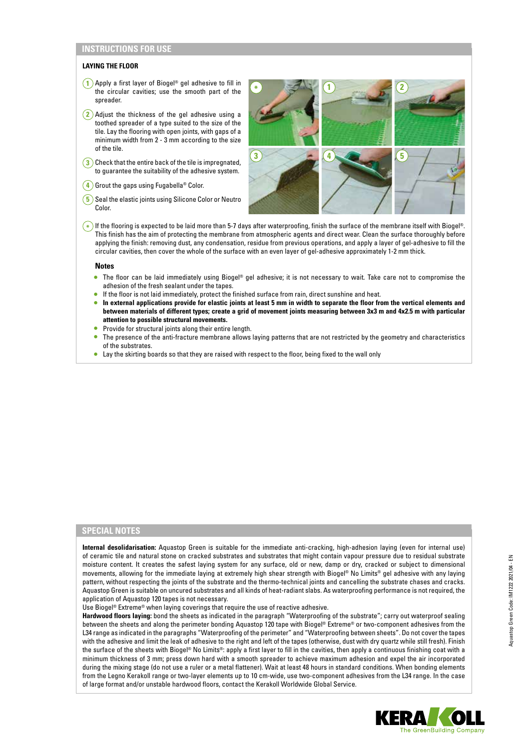## INSTRUCTIONS FOR USE

### LAYING THE FLOOR

1. Apply a first layer of Biogel® gel adhesive to fill in the circular cavities; use the smooth part of the spreader.
2. Adjust the thickness of the gel adhesive using a toothed spreader of a type suited to the size of the tile. Lay the flooring with open joints, with gaps of a minimum width from 2 - 3 mm according to the size of the tile.
3. Check that the entire back of the tile is impregnated, to guarantee the suitability of the adhesive system.
4. Grout the gaps using Fugabella® Color.
5. Seal the elastic joints using Silicone Color or Neutro Color.

(*) If the flooring is expected to be laid more than 5-7 days after waterproofing, finish the surface of the membrane itself with Biogel®. This finish has the aim of protecting the membrane from atmospheric agents and direct wear. Clean the surface thoroughly before applying the finish: removing dust, any condensation, residue from previous operations, and apply a layer of gel-adhesive to fill the circular cavities, then cover the whole of the surface with an even layer of gel-adhesive approximately 1-2 mm thick.

#### Notes

- The floor can be laid immediately using Biogel® gel adhesive; it is not necessary to wait. Take care not to compromise the adhesion of the fresh sealant under the tapes.
- If the floor is not laid immediately, protect the finished surface from rain, direct sunshine and heat.
- **In external applications provide for elastic joints at least 5 mm in width to separate the floor from the vertical elements and between materials of different types; create a grid of movement joints measuring between 3x3 m and 4x2.5 m with particular attention to possible structural movements.**
- Provide for structural joints along their entire length.
- The presence of the anti-fracture membrane allows laying patterns that are not restricted by the geometry and characteristics of the substrates.
- Lay the skirting boards so that they are raised with respect to the floor, being fixed to the wall only

## SPECIAL NOTES

**Internal desolidarisation:** Aquastop Green is suitable for the immediate anti-cracking, high-adhesion laying (even for internal use) of ceramic tile and natural stone on cracked substrates and substrates that might contain vapour pressure due to residual substrate moisture content. It creates the safest laying system for any surface, old or new, damp or dry, cracked or subject to dimensional movements, allowing for the immediate laying at extremely high shear strength with Biogel® No Limits® gel adhesive with any laying pattern, without respecting the joints of the substrate and the thermo-technical joints and cancelling the substrate chases and cracks. Aquastop Green is suitable on uncured substrates and all kinds of heat-radiant slabs. As waterproofing performance is not required, the application of Aquastop 120 tapes is not necessary.
Use Biogel® Extreme® when laying coverings that require the use of reactive adhesive.

**Hardwood floors laying:** bond the sheets as indicated in the paragraph "Waterproofing of the substrate"; carry out waterproof sealing between the sheets and along the perimeter bonding Aquastop 120 tape with Biogel® Extreme® or two-component adhesives from the L34 range as indicated in the paragraphs "Waterproofing of the perimeter" and "Waterproofing between sheets". Do not cover the tapes with the adhesive and limit the leak of adhesive to the right and left of the tapes (otherwise, dust with dry quartz while still fresh). Finish the surface of the sheets with Biogel® No Limits®: apply a first layer to fill in the cavities, then apply a continuous finishing coat with a minimum thickness of 3 mm; press down hard with a smooth spreader to achieve maximum adhesion and expel the air incorporated during the mixing stage (do not use a ruler or a metal flattener). Wait at least 48 hours in standard conditions. When bonding elements from the Legno Kerakoll range or two-layer elements up to 10 cm-wide, use two-component adhesives from the L34 range. In the case of large format and/or unstable hardwood floors, contact the Kerakoll Worldwide Global Service.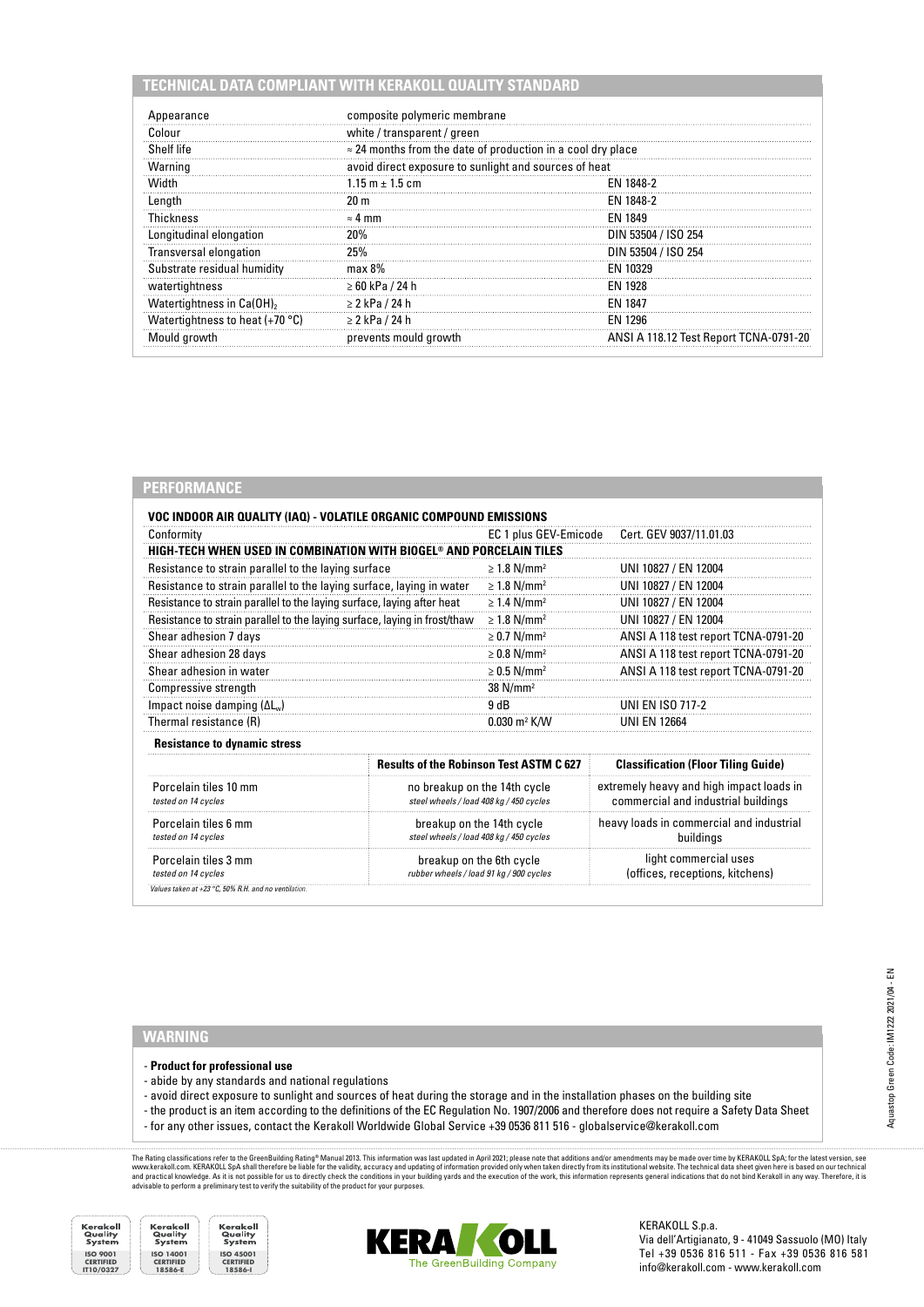## TECHNICAL DATA COMPLIANT WITH KERAKOLL QUALITY STANDARD

| | | |
|---|---|---|
| Appearance | composite polymeric membrane | |
| Colour | white / transparent / green | |
| Shelf life | ≈ 24 months from the date of production in a cool dry place | |
| Warning | avoid direct exposure to sunlight and sources of heat | |
| Width | 1.15 m ± 1.5 cm | EN 1848-2 |
| Length | 20 m | EN 1848-2 |
| Thickness | ≈ 4 mm | EN 1849 |
| Longitudinal elongation | 20% | DIN 53504 / ISO 254 |
| Transversal elongation | 25% | DIN 53504 / ISO 254 |
| Substrate residual humidity | max 8% | EN 10329 |
| watertightness | ≥ 60 kPa / 24 h | EN 1928 |
| Watertightness in $Ca(OH)_2$ | ≥ 2 kPa / 24 h | EN 1847 |
| Watertightness to heat (+70 °C) | ≥ 2 kPa / 24 h | EN 1296 |
| Mould growth | prevents mould growth | ANSI A 118.12 Test Report TCNA-0791-20 |

## PERFORMANCE

| | | |
|---|---|---|
| **VOC INDOOR AIR QUALITY (IAQ) - VOLATILE ORGANIC COMPOUND EMISSIONS** | | |
| Conformity | EC 1 plus GEV-Emicode | Cert. GEV 9037/11.01.03 |
| **HIGH-TECH WHEN USED IN COMBINATION WITH BIOGEL® AND PORCELAIN TILES** | | |
| Resistance to strain parallel to the laying surface | ≥ 1.8 N/mm² | UNI 10827 / EN 12004 |
| Resistance to strain parallel to the laying surface, laying in water | ≥ 1.8 N/mm² | UNI 10827 / EN 12004 |
| Resistance to strain parallel to the laying surface, laying after heat | ≥ 1.4 N/mm² | UNI 10827 / EN 12004 |
| Resistance to strain parallel to the laying surface, laying in frost/thaw | ≥ 1.8 N/mm² | UNI 10827 / EN 12004 |
| Shear adhesion 7 days | ≥ 0.7 N/mm² | ANSI A 118 test report TCNA-0791-20 |
| Shear adhesion 28 days | ≥ 0.8 N/mm² | ANSI A 118 test report TCNA-0791-20 |
| Shear adhesion in water | ≥ 0.5 N/mm² | ANSI A 118 test report TCNA-0791-20 |
| Compressive strength | 38 N/mm² | |
| Impact noise damping ($\Delta L_w$) | 9 dB | UNI EN ISO 717-2 |
| Thermal resistance (R) | 0.030 m² K/W | UNI EN 12664 |

**Resistance to dynamic stress**

| | Results of the Robinson Test ASTM C 627 | Classification (Floor Tiling Guide) |
|---|---|---|
| Porcelain tiles 10 mm *tested on 14 cycles* | no breakup on the 14th cycle *steel wheels / load 408 kg / 450 cycles* | extremely heavy and high impact loads in commercial and industrial buildings |
| Porcelain tiles 6 mm *tested on 14 cycles* | breakup on the 14th cycle *steel wheels / load 408 kg / 450 cycles* | heavy loads in commercial and industrial buildings |
| Porcelain tiles 3 mm *tested on 14 cycles* | breakup on the 6th cycle *rubber wheels / load 91 kg / 900 cycles* | light commercial uses (offices, receptions, kitchens) |

*Values taken at +23 °C, 50% R.H. and no ventilation.*

## WARNING

- **Product for professional use**
- abide by any standards and national regulations
- avoid direct exposure to sunlight and sources of heat during the storage and in the installation phases on the building site
- the product is an item according to the definitions of the EC Regulation No. 1907/2006 and therefore does not require a Safety Data Sheet
- for any other issues, contact the Kerakoll Worldwide Global Service +39 0536 811 516 - globalservice@kerakoll.com

The Rating classifications refer to the GreenBuilding Rating® Manual 2013. This information was last updated in April 2021; please note that additions and/or amendments may be made over time by KERAKOLL SpA; for the latest version, see www.kerakoll.com. KERAKOLL SpA shall therefore be liable for the validity, accuracy and updating of information provided only when taken directly from its institutional website. The technical data sheet given here is based on our technical and practical knowledge. As it is not possible for us to directly check the conditions in your building yards and the execution of the work, this information represents general indications that do not bind Kerakoll in any way. Therefore, it is advisable to perform a preliminary test to verify the suitability of the product for your purposes.

Aquastop Green Code: IM1222 2021/04 - EN

Kerakoll Quality System ISO 9001 CERTIFIED IT10/0327

Kerakoll Quality System ISO 14001 CERTIFIED 18586-E

Kerakoll Quality System ISO 45001 CERTIFIED 18586-I

KERAKOLL The GreenBuilding Company

KERAKOLL S.p.a.
Via dell'Artigianato, 9 - 41049 Sassuolo (MO) Italy
Tel +39 0536 816 511 - Fax +39 0536 816 581
info@kerakoll.com - www.kerakoll.com